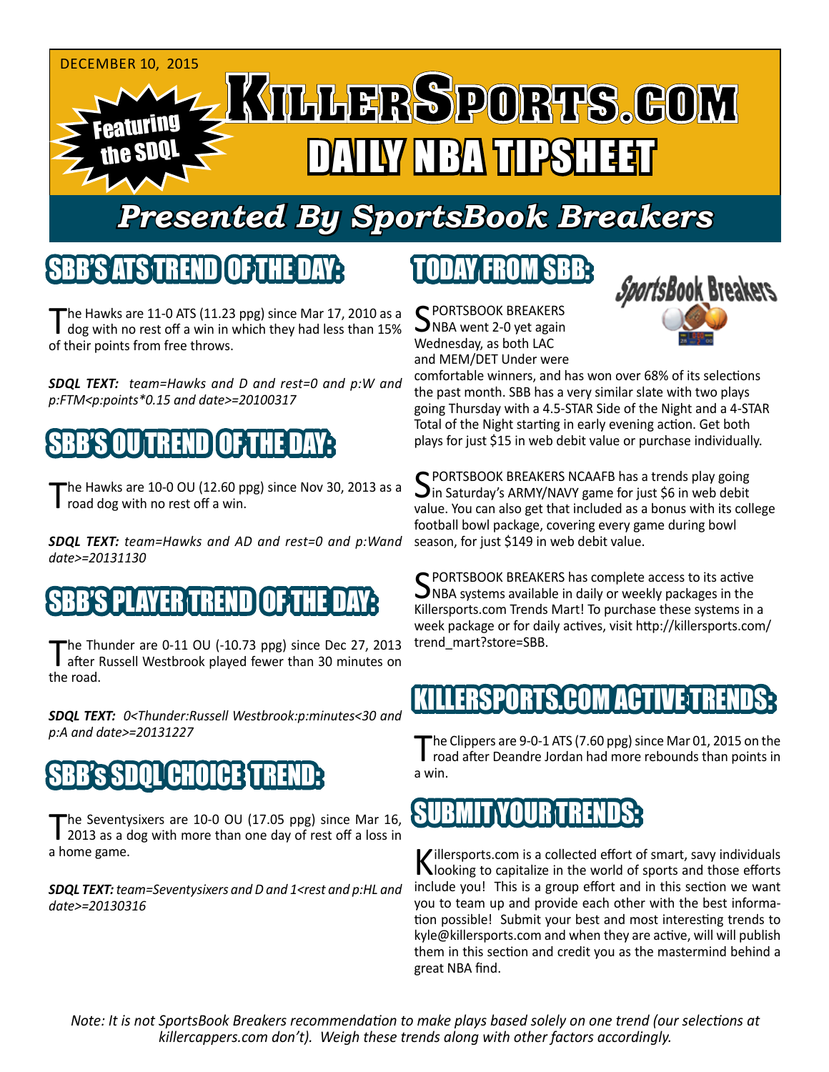DECEMBER 10, 2015

Featuring the SDQL

# KILLERSPORTS.COM DAILY NBA TIPSHEET

## Presented By SportsBook Breakers

## SBB'S ATS TREND OF THE DAY:

The Hawks are 11-0 ATS (11.23 ppg) since Mar 17, 2010 as a dog with no rest off a win in which they had less than 15% of their points from free throws.

***SDQL TEXT:*** *team=Hawks and D and rest=0 and p:W and p:FTM<p:points*0.15 and date>=20100317*

## SBB'S OU TREND OF THE DAY:

The Hawks are 10-0 OU (12.60 ppg) since Nov 30, 2013 as a road dog with no rest off a win.

***SDQL TEXT:*** *team=Hawks and AD and rest=0 and p:Wand date>=20131130*

## SBB'S PLAYER TREND OF THE DAY:

The Thunder are 0-11 OU (-10.73 ppg) since Dec 27, 2013 after Russell Westbrook played fewer than 30 minutes on the road.

***SDQL TEXT:*** *0<Thunder:Russell Westbrook:p:minutes<30 and p:A and date>=20131227*

## SBB's SDQL CHOICE TREND:

The Seventysixers are 10-0 OU (17.05 ppg) since Mar 16, 2013 as a dog with more than one day of rest off a loss in a home game.

***SDQL TEXT:*** *team=Seventysixers and D and 1<rest and p:HL and date>=20130316*

## TODAY FROM SBB:

SPORTSBOOK BREAKERS NBA went 2-0 yet again Wednesday, as both LAC and MEM/DET Under were comfortable winners, and has won over 68% of its selections the past month. SBB has a very similar slate with two plays going Thursday with a 4.5-STAR Side of the Night and a 4-STAR Total of the Night starting in early evening action. Get both plays for just $15 in web debit value or purchase individually.

SPORTSBOOK BREAKERS NCAAFB has a trends play going in Saturday's ARMY/NAVY game for just $6 in web debit value. You can also get that included as a bonus with its college football bowl package, covering every game during bowl season, for just $149 in web debit value.

SPORTSBOOK BREAKERS has complete access to its active NBA systems available in daily or weekly packages in the Killersports.com Trends Mart! To purchase these systems in a week package or for daily actives, visit http://killersports.com/trend_mart?store=SBB.

## KILLERSPORTS.COM ACTIVE TRENDS:

The Clippers are 9-0-1 ATS (7.60 ppg) since Mar 01, 2015 on the road after Deandre Jordan had more rebounds than points in a win.

## SUBMIT YOUR TRENDS:

Killersports.com is a collected effort of smart, savy individuals looking to capitalize in the world of sports and those efforts include you! This is a group effort and in this section we want you to team up and provide each other with the best information possible! Submit your best and most interesting trends to kyle@killersports.com and when they are active, will will publish them in this section and credit you as the mastermind behind a great NBA find.

*Note: It is not SportsBook Breakers recommendation to make plays based solely on one trend (our selections at killercappers.com don't). Weigh these trends along with other factors accordingly.*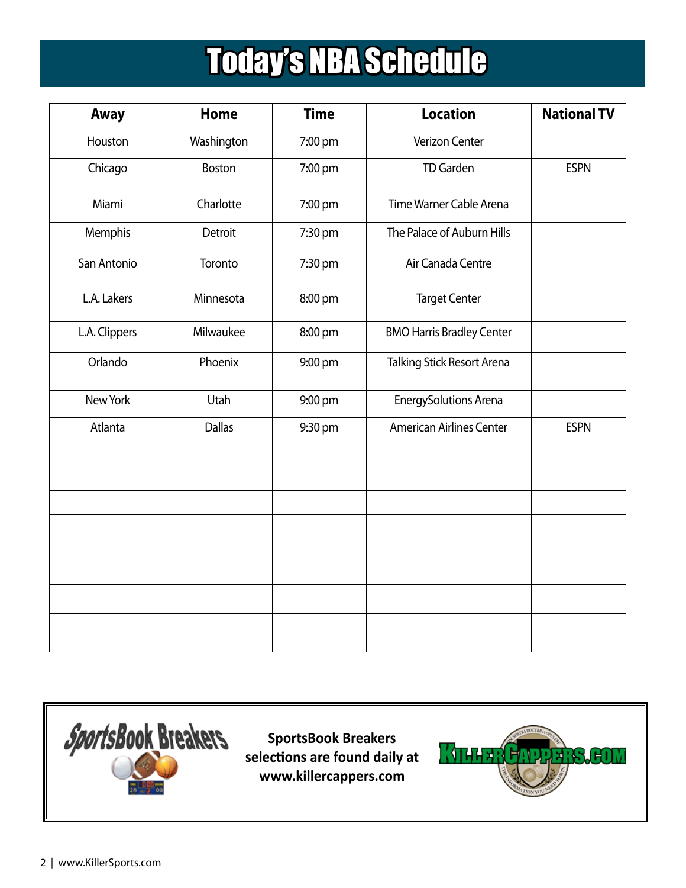# Today's NBA Schedule

| Away | Home | Time | Location | National TV |
|---|---|---|---|---|
| Houston | Washington | 7:00 pm | Verizon Center | |
| Chicago | Boston | 7:00 pm | TD Garden | ESPN |
| Miami | Charlotte | 7:00 pm | Time Warner Cable Arena | |
| Memphis | Detroit | 7:30 pm | The Palace of Auburn Hills | |
| San Antonio | Toronto | 7:30 pm | Air Canada Centre | |
| L.A. Lakers | Minnesota | 8:00 pm | Target Center | |
| L.A. Clippers | Milwaukee | 8:00 pm | BMO Harris Bradley Center | |
| Orlando | Phoenix | 9:00 pm | Talking Stick Resort Arena | |
| New York | Utah | 9:00 pm | EnergySolutions Arena | |
| Atlanta | Dallas | 9:30 pm | American Airlines Center | ESPN |
| | | | | |
| | | | | |
| | | | | |
| | | | | |
| | | | | |
| | | | | |

SportsBook Breakers

**SportsBook Breakers selections are found daily at www.killercappers.com**

KILLERCAPPERS.COM